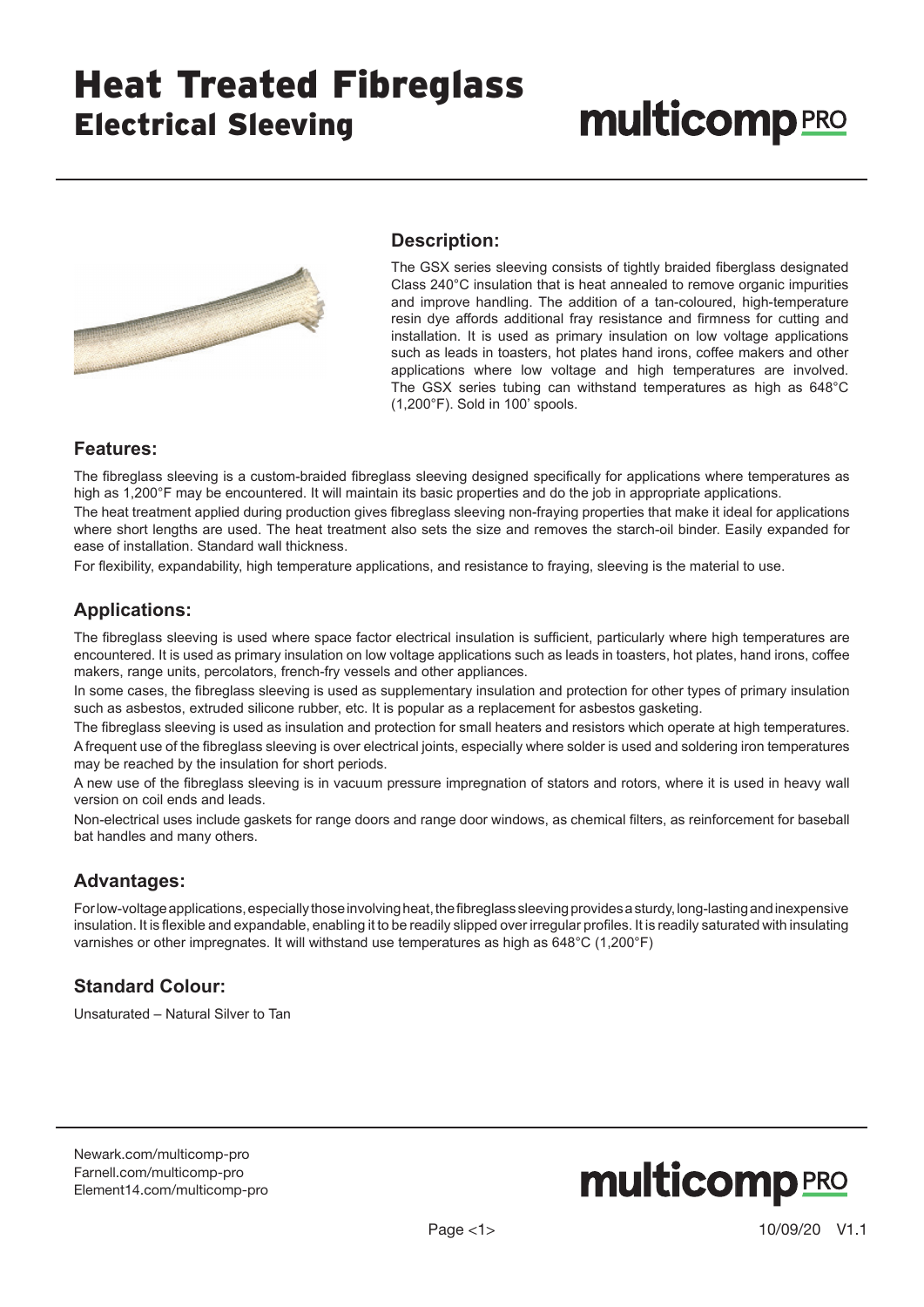# Heat Treated Fibreglass

## Electrical Sleeving

multicomp PRO

### Description:

The GSX series sleeving consists of tightly braided fiberglass designated Class 240°C insulation that is heat annealed to remove organic impurities and improve handling. The addition of a tan-coloured, high-temperature resin dye affords additional fray resistance and firmness for cutting and installation. It is used as primary insulation on low voltage applications such as leads in toasters, hot plates hand irons, coffee makers and other applications where low voltage and high temperatures are involved. The GSX series tubing can withstand temperatures as high as 648°C (1,200°F). Sold in 100' spools.

### Features:

The fibreglass sleeving is a custom-braided fibreglass sleeving designed specifically for applications where temperatures as high as 1,200°F may be encountered. It will maintain its basic properties and do the job in appropriate applications.

The heat treatment applied during production gives fibreglass sleeving non-fraying properties that make it ideal for applications where short lengths are used. The heat treatment also sets the size and removes the starch-oil binder. Easily expanded for ease of installation. Standard wall thickness.

For flexibility, expandability, high temperature applications, and resistance to fraying, sleeving is the material to use.

### Applications:

The fibreglass sleeving is used where space factor electrical insulation is sufficient, particularly where high temperatures are encountered. It is used as primary insulation on low voltage applications such as leads in toasters, hot plates, hand irons, coffee makers, range units, percolators, french-fry vessels and other appliances.

In some cases, the fibreglass sleeving is used as supplementary insulation and protection for other types of primary insulation such as asbestos, extruded silicone rubber, etc. It is popular as a replacement for asbestos gasketing.

The fibreglass sleeving is used as insulation and protection for small heaters and resistors which operate at high temperatures.

A frequent use of the fibreglass sleeving is over electrical joints, especially where solder is used and soldering iron temperatures may be reached by the insulation for short periods.

A new use of the fibreglass sleeving is in vacuum pressure impregnation of stators and rotors, where it is used in heavy wall version on coil ends and leads.

Non-electrical uses include gaskets for range doors and range door windows, as chemical filters, as reinforcement for baseball bat handles and many others.

### Advantages:

For low-voltage applications, especially those involving heat, the fibreglass sleeving provides a sturdy, long-lasting and inexpensive insulation. It is flexible and expandable, enabling it to be readily slipped over irregular profiles. It is readily saturated with insulating varnishes or other impregnates. It will withstand use temperatures as high as 648°C (1,200°F)

### Standard Colour:

Unsaturated – Natural Silver to Tan

Newark.com/multicomp-pro
Farnell.com/multicomp-pro
Element14.com/multicomp-pro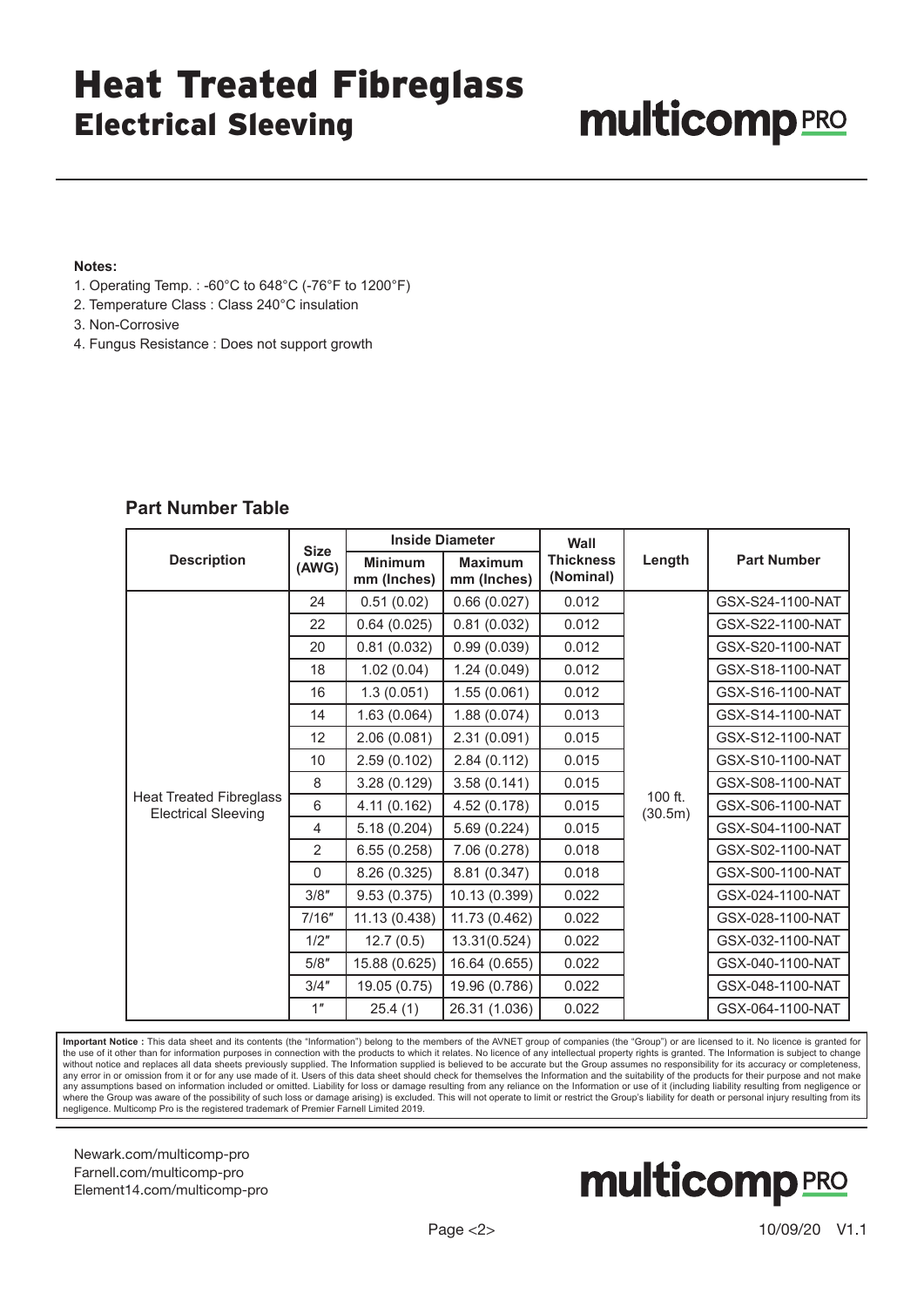# Heat Treated Fibreglass
## Electrical Sleeving

**Notes:**

1. Operating Temp. : -60°C to 648°C (-76°F to 1200°F)
2. Temperature Class : Class 240°C insulation
3. Non-Corrosive
4. Fungus Resistance : Does not support growth

### Part Number Table

| Description | Size (AWG) | Inside Diameter | | Wall Thickness (Nominal) | Length | Part Number |
|---|---|---|---|---|---|---|
| | | Minimum mm (Inches) | Maximum mm (Inches) | | | |
| Heat Treated Fibreglass Electrical Sleeving | 24 | 0.51 (0.02) | 0.66 (0.027) | 0.012 | 100 ft. (30.5m) | GSX-S24-1100-NAT |
| | 22 | 0.64 (0.025) | 0.81 (0.032) | 0.012 | | GSX-S22-1100-NAT |
| | 20 | 0.81 (0.032) | 0.99 (0.039) | 0.012 | | GSX-S20-1100-NAT |
| | 18 | 1.02 (0.04) | 1.24 (0.049) | 0.012 | | GSX-S18-1100-NAT |
| | 16 | 1.3 (0.051) | 1.55 (0.061) | 0.012 | | GSX-S16-1100-NAT |
| | 14 | 1.63 (0.064) | 1.88 (0.074) | 0.013 | | GSX-S14-1100-NAT |
| | 12 | 2.06 (0.081) | 2.31 (0.091) | 0.015 | | GSX-S12-1100-NAT |
| | 10 | 2.59 (0.102) | 2.84 (0.112) | 0.015 | | GSX-S10-1100-NAT |
| | 8 | 3.28 (0.129) | 3.58 (0.141) | 0.015 | | GSX-S08-1100-NAT |
| | 6 | 4.11 (0.162) | 4.52 (0.178) | 0.015 | | GSX-S06-1100-NAT |
| | 4 | 5.18 (0.204) | 5.69 (0.224) | 0.015 | | GSX-S04-1100-NAT |
| | 2 | 6.55 (0.258) | 7.06 (0.278) | 0.018 | | GSX-S02-1100-NAT |
| | 0 | 8.26 (0.325) | 8.81 (0.347) | 0.018 | | GSX-S00-1100-NAT |
| | 3/8″ | 9.53 (0.375) | 10.13 (0.399) | 0.022 | | GSX-024-1100-NAT |
| | 7/16″ | 11.13 (0.438) | 11.73 (0.462) | 0.022 | | GSX-028-1100-NAT |
| | 1/2″ | 12.7 (0.5) | 13.31(0.524) | 0.022 | | GSX-032-1100-NAT |
| | 5/8″ | 15.88 (0.625) | 16.64 (0.655) | 0.022 | | GSX-040-1100-NAT |
| | 3/4″ | 19.05 (0.75) | 19.96 (0.786) | 0.022 | | GSX-048-1100-NAT |
| | 1″ | 25.4 (1) | 26.31 (1.036) | 0.022 | | GSX-064-1100-NAT |

**Important Notice :** This data sheet and its contents (the "Information") belong to the members of the AVNET group of companies (the "Group") or are licensed to it. No licence is granted for the use of it other than for information purposes in connection with the products to which it relates. No licence of any intellectual property rights is granted. The Information is subject to change without notice and replaces all data sheets previously supplied. The Information supplied is believed to be accurate but the Group assumes no responsibility for its accuracy or completeness, any error in or omission from it or for any use made of it. Users of this data sheet should check for themselves the Information and the suitability of the products for their purpose and not make any assumptions based on information included or omitted. Liability for loss or damage resulting from any reliance on the Information or use of it (including liability resulting from negligence or where the Group was aware of the possibility of such loss or damage arising) is excluded. This will not operate to limit or restrict the Group's liability for death or personal injury resulting from its negligence. Multicomp Pro is the registered trademark of Premier Farnell Limited 2019.

Newark.com/multicomp-pro
Farnell.com/multicomp-pro
Element14.com/multicomp-pro

10/09/20 V1.1